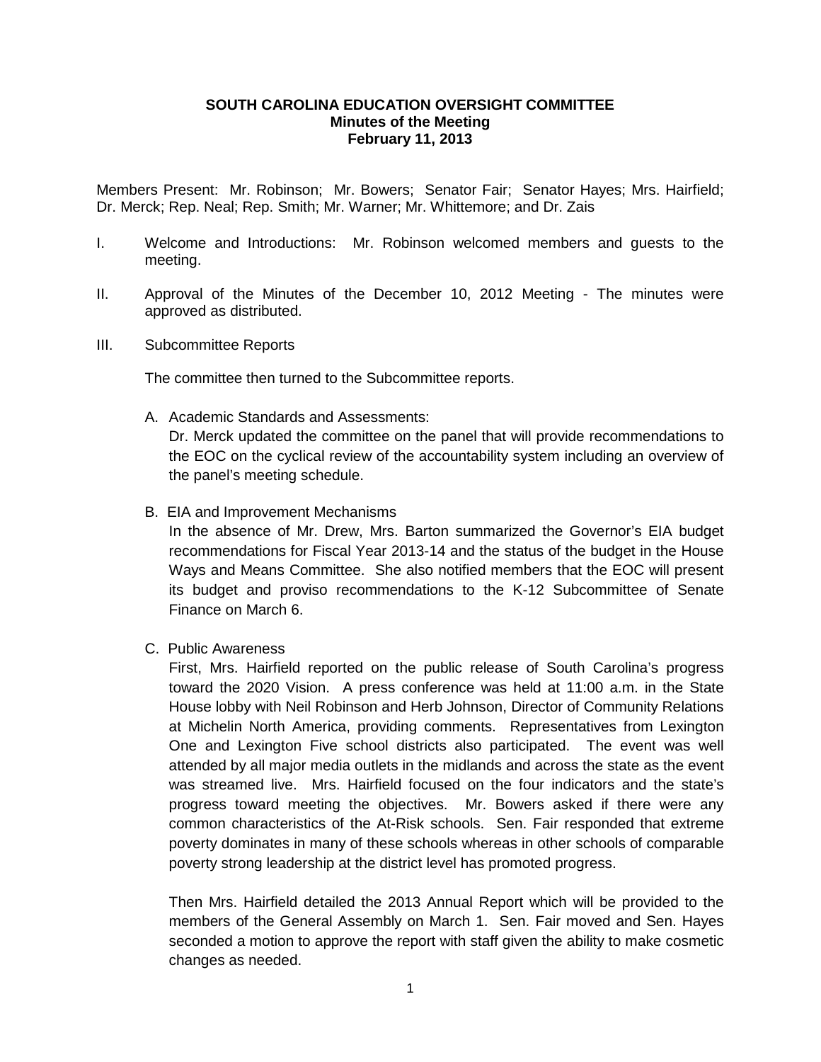**SOUTH CAROLINA EDUCATION OVERSIGHT COMMITTEE**
**Minutes of the Meeting**
**February 11, 2013**

Members Present: Mr. Robinson; Mr. Bowers; Senator Fair; Senator Hayes; Mrs. Hairfield; Dr. Merck; Rep. Neal; Rep. Smith; Mr. Warner; Mr. Whittemore; and Dr. Zais

I. Welcome and Introductions: Mr. Robinson welcomed members and guests to the meeting.

II. Approval of the Minutes of the December 10, 2012 Meeting - The minutes were approved as distributed.

III. Subcommittee Reports

The committee then turned to the Subcommittee reports.

A. Academic Standards and Assessments:
Dr. Merck updated the committee on the panel that will provide recommendations to the EOC on the cyclical review of the accountability system including an overview of the panel's meeting schedule.

B. EIA and Improvement Mechanisms
In the absence of Mr. Drew, Mrs. Barton summarized the Governor's EIA budget recommendations for Fiscal Year 2013-14 and the status of the budget in the House Ways and Means Committee. She also notified members that the EOC will present its budget and proviso recommendations to the K-12 Subcommittee of Senate Finance on March 6.

C. Public Awareness
First, Mrs. Hairfield reported on the public release of South Carolina's progress toward the 2020 Vision. A press conference was held at 11:00 a.m. in the State House lobby with Neil Robinson and Herb Johnson, Director of Community Relations at Michelin North America, providing comments. Representatives from Lexington One and Lexington Five school districts also participated. The event was well attended by all major media outlets in the midlands and across the state as the event was streamed live. Mrs. Hairfield focused on the four indicators and the state's progress toward meeting the objectives. Mr. Bowers asked if there were any common characteristics of the At-Risk schools. Sen. Fair responded that extreme poverty dominates in many of these schools whereas in other schools of comparable poverty strong leadership at the district level has promoted progress.

Then Mrs. Hairfield detailed the 2013 Annual Report which will be provided to the members of the General Assembly on March 1. Sen. Fair moved and Sen. Hayes seconded a motion to approve the report with staff given the ability to make cosmetic changes as needed.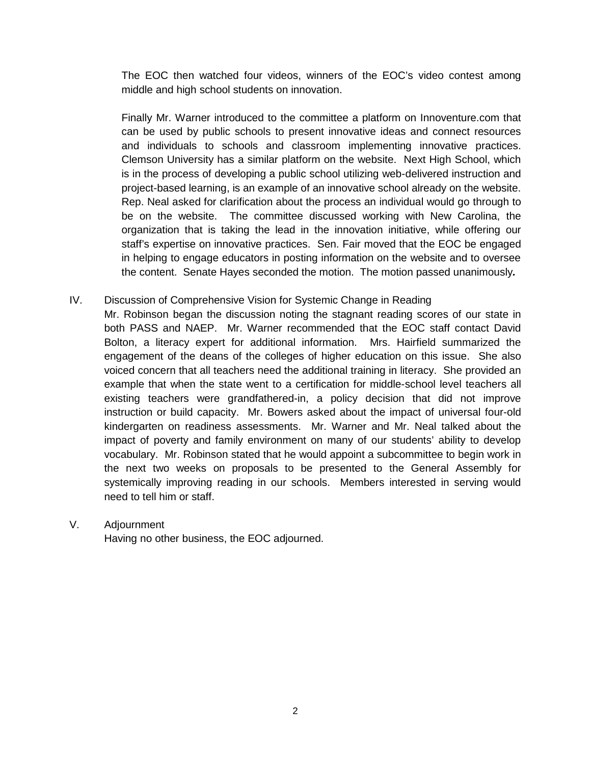The EOC then watched four videos, winners of the EOC's video contest among middle and high school students on innovation.

Finally Mr. Warner introduced to the committee a platform on Innoventure.com that can be used by public schools to present innovative ideas and connect resources and individuals to schools and classroom implementing innovative practices. Clemson University has a similar platform on the website. Next High School, which is in the process of developing a public school utilizing web-delivered instruction and project-based learning, is an example of an innovative school already on the website. Rep. Neal asked for clarification about the process an individual would go through to be on the website. The committee discussed working with New Carolina, the organization that is taking the lead in the innovation initiative, while offering our staff's expertise on innovative practices. Sen. Fair moved that the EOC be engaged in helping to engage educators in posting information on the website and to oversee the content. Senate Hayes seconded the motion. The motion passed unanimously***.***

IV. Discussion of Comprehensive Vision for Systemic Change in Reading

Mr. Robinson began the discussion noting the stagnant reading scores of our state in both PASS and NAEP. Mr. Warner recommended that the EOC staff contact David Bolton, a literacy expert for additional information. Mrs. Hairfield summarized the engagement of the deans of the colleges of higher education on this issue. She also voiced concern that all teachers need the additional training in literacy. She provided an example that when the state went to a certification for middle-school level teachers all existing teachers were grandfathered-in, a policy decision that did not improve instruction or build capacity. Mr. Bowers asked about the impact of universal four-old kindergarten on readiness assessments. Mr. Warner and Mr. Neal talked about the impact of poverty and family environment on many of our students' ability to develop vocabulary. Mr. Robinson stated that he would appoint a subcommittee to begin work in the next two weeks on proposals to be presented to the General Assembly for systemically improving reading in our schools. Members interested in serving would need to tell him or staff.

V. Adjournment

Having no other business, the EOC adjourned.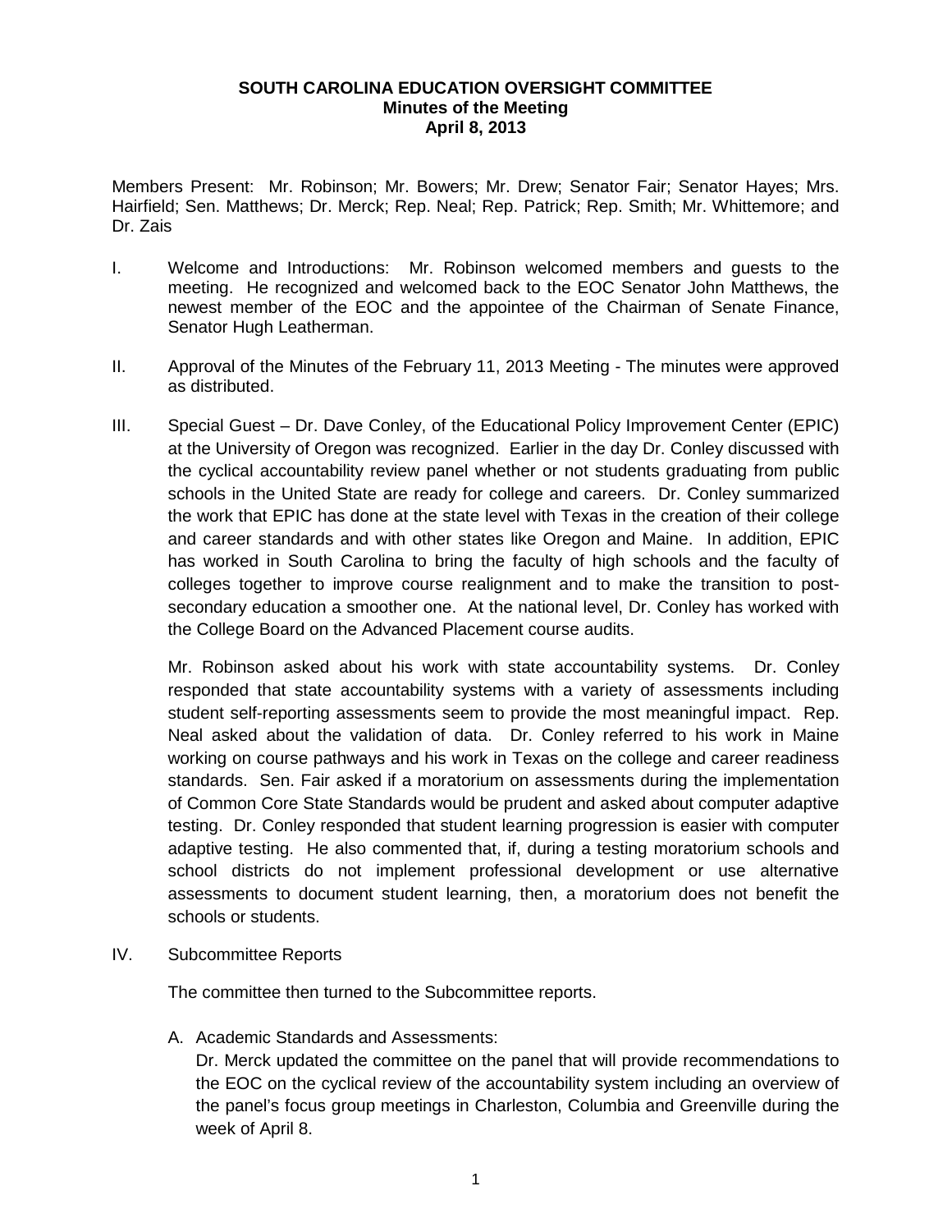**SOUTH CAROLINA EDUCATION OVERSIGHT COMMITTEE**
**Minutes of the Meeting**
**April 8, 2013**

Members Present: Mr. Robinson; Mr. Bowers; Mr. Drew; Senator Fair; Senator Hayes; Mrs. Hairfield; Sen. Matthews; Dr. Merck; Rep. Neal; Rep. Patrick; Rep. Smith; Mr. Whittemore; and Dr. Zais

I. Welcome and Introductions: Mr. Robinson welcomed members and guests to the meeting. He recognized and welcomed back to the EOC Senator John Matthews, the newest member of the EOC and the appointee of the Chairman of Senate Finance, Senator Hugh Leatherman.

II. Approval of the Minutes of the February 11, 2013 Meeting - The minutes were approved as distributed.

III. Special Guest – Dr. Dave Conley, of the Educational Policy Improvement Center (EPIC) at the University of Oregon was recognized. Earlier in the day Dr. Conley discussed with the cyclical accountability review panel whether or not students graduating from public schools in the United State are ready for college and careers. Dr. Conley summarized the work that EPIC has done at the state level with Texas in the creation of their college and career standards and with other states like Oregon and Maine. In addition, EPIC has worked in South Carolina to bring the faculty of high schools and the faculty of colleges together to improve course realignment and to make the transition to post-secondary education a smoother one. At the national level, Dr. Conley has worked with the College Board on the Advanced Placement course audits.

   Mr. Robinson asked about his work with state accountability systems. Dr. Conley responded that state accountability systems with a variety of assessments including student self-reporting assessments seem to provide the most meaningful impact. Rep. Neal asked about the validation of data. Dr. Conley referred to his work in Maine working on course pathways and his work in Texas on the college and career readiness standards. Sen. Fair asked if a moratorium on assessments during the implementation of Common Core State Standards would be prudent and asked about computer adaptive testing. Dr. Conley responded that student learning progression is easier with computer adaptive testing. He also commented that, if, during a testing moratorium schools and school districts do not implement professional development or use alternative assessments to document student learning, then, a moratorium does not benefit the schools or students.

IV. Subcommittee Reports

   The committee then turned to the Subcommittee reports.

   A. Academic Standards and Assessments:
   Dr. Merck updated the committee on the panel that will provide recommendations to the EOC on the cyclical review of the accountability system including an overview of the panel's focus group meetings in Charleston, Columbia and Greenville during the week of April 8.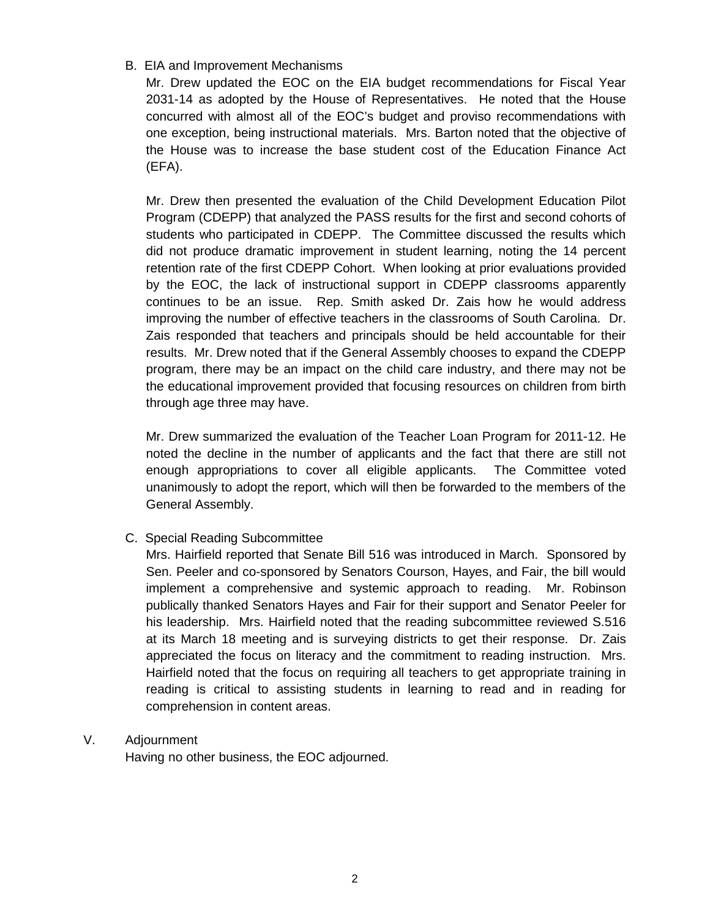B. EIA and Improvement Mechanisms

Mr. Drew updated the EOC on the EIA budget recommendations for Fiscal Year 2031-14 as adopted by the House of Representatives. He noted that the House concurred with almost all of the EOC's budget and proviso recommendations with one exception, being instructional materials. Mrs. Barton noted that the objective of the House was to increase the base student cost of the Education Finance Act (EFA).

Mr. Drew then presented the evaluation of the Child Development Education Pilot Program (CDEPP) that analyzed the PASS results for the first and second cohorts of students who participated in CDEPP. The Committee discussed the results which did not produce dramatic improvement in student learning, noting the 14 percent retention rate of the first CDEPP Cohort. When looking at prior evaluations provided by the EOC, the lack of instructional support in CDEPP classrooms apparently continues to be an issue. Rep. Smith asked Dr. Zais how he would address improving the number of effective teachers in the classrooms of South Carolina. Dr. Zais responded that teachers and principals should be held accountable for their results. Mr. Drew noted that if the General Assembly chooses to expand the CDEPP program, there may be an impact on the child care industry, and there may not be the educational improvement provided that focusing resources on children from birth through age three may have.

Mr. Drew summarized the evaluation of the Teacher Loan Program for 2011-12. He noted the decline in the number of applicants and the fact that there are still not enough appropriations to cover all eligible applicants. The Committee voted unanimously to adopt the report, which will then be forwarded to the members of the General Assembly.

C. Special Reading Subcommittee

Mrs. Hairfield reported that Senate Bill 516 was introduced in March. Sponsored by Sen. Peeler and co-sponsored by Senators Courson, Hayes, and Fair, the bill would implement a comprehensive and systemic approach to reading. Mr. Robinson publically thanked Senators Hayes and Fair for their support and Senator Peeler for his leadership. Mrs. Hairfield noted that the reading subcommittee reviewed S.516 at its March 18 meeting and is surveying districts to get their response. Dr. Zais appreciated the focus on literacy and the commitment to reading instruction. Mrs. Hairfield noted that the focus on requiring all teachers to get appropriate training in reading is critical to assisting students in learning to read and in reading for comprehension in content areas.

V. Adjournment

Having no other business, the EOC adjourned.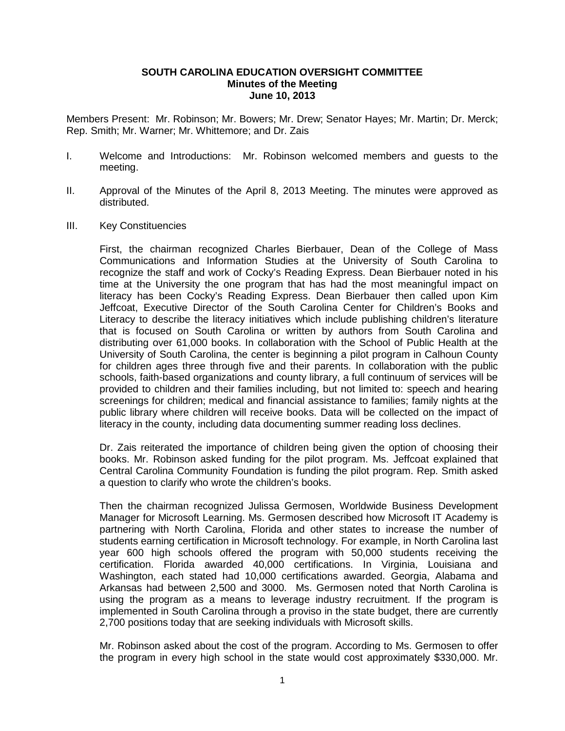**SOUTH CAROLINA EDUCATION OVERSIGHT COMMITTEE**
**Minutes of the Meeting**
**June 10, 2013**

Members Present: Mr. Robinson; Mr. Bowers; Mr. Drew; Senator Hayes; Mr. Martin; Dr. Merck; Rep. Smith; Mr. Warner; Mr. Whittemore; and Dr. Zais

I. Welcome and Introductions: Mr. Robinson welcomed members and guests to the meeting.

II. Approval of the Minutes of the April 8, 2013 Meeting. The minutes were approved as distributed.

III. Key Constituencies

First, the chairman recognized Charles Bierbauer, Dean of the College of Mass Communications and Information Studies at the University of South Carolina to recognize the staff and work of Cocky's Reading Express. Dean Bierbauer noted in his time at the University the one program that has had the most meaningful impact on literacy has been Cocky's Reading Express. Dean Bierbauer then called upon Kim Jeffcoat, Executive Director of the South Carolina Center for Children's Books and Literacy to describe the literacy initiatives which include publishing children's literature that is focused on South Carolina or written by authors from South Carolina and distributing over 61,000 books. In collaboration with the School of Public Health at the University of South Carolina, the center is beginning a pilot program in Calhoun County for children ages three through five and their parents. In collaboration with the public schools, faith-based organizations and county library, a full continuum of services will be provided to children and their families including, but not limited to: speech and hearing screenings for children; medical and financial assistance to families; family nights at the public library where children will receive books. Data will be collected on the impact of literacy in the county, including data documenting summer reading loss declines.

Dr. Zais reiterated the importance of children being given the option of choosing their books. Mr. Robinson asked funding for the pilot program. Ms. Jeffcoat explained that Central Carolina Community Foundation is funding the pilot program. Rep. Smith asked a question to clarify who wrote the children's books.

Then the chairman recognized Julissa Germosen, Worldwide Business Development Manager for Microsoft Learning. Ms. Germosen described how Microsoft IT Academy is partnering with North Carolina, Florida and other states to increase the number of students earning certification in Microsoft technology. For example, in North Carolina last year 600 high schools offered the program with 50,000 students receiving the certification. Florida awarded 40,000 certifications. In Virginia, Louisiana and Washington, each stated had 10,000 certifications awarded. Georgia, Alabama and Arkansas had between 2,500 and 3000. Ms. Germosen noted that North Carolina is using the program as a means to leverage industry recruitment. If the program is implemented in South Carolina through a proviso in the state budget, there are currently 2,700 positions today that are seeking individuals with Microsoft skills.

Mr. Robinson asked about the cost of the program. According to Ms. Germosen to offer the program in every high school in the state would cost approximately $330,000. Mr.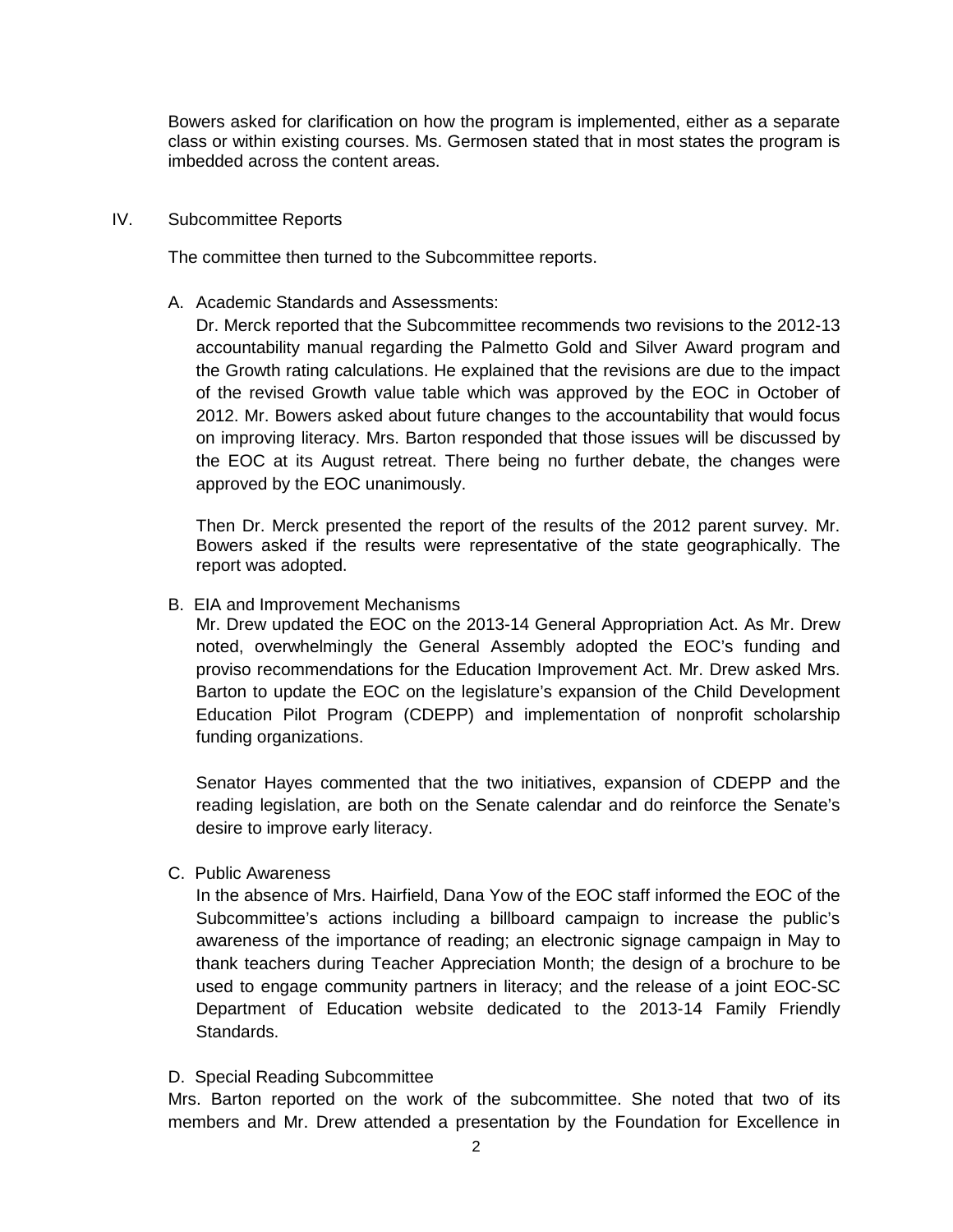Bowers asked for clarification on how the program is implemented, either as a separate class or within existing courses. Ms. Germosen stated that in most states the program is imbedded across the content areas.

IV. Subcommittee Reports

The committee then turned to the Subcommittee reports.

A. Academic Standards and Assessments:

Dr. Merck reported that the Subcommittee recommends two revisions to the 2012-13 accountability manual regarding the Palmetto Gold and Silver Award program and the Growth rating calculations. He explained that the revisions are due to the impact of the revised Growth value table which was approved by the EOC in October of 2012. Mr. Bowers asked about future changes to the accountability that would focus on improving literacy. Mrs. Barton responded that those issues will be discussed by the EOC at its August retreat. There being no further debate, the changes were approved by the EOC unanimously.

Then Dr. Merck presented the report of the results of the 2012 parent survey. Mr. Bowers asked if the results were representative of the state geographically. The report was adopted.

B. EIA and Improvement Mechanisms

Mr. Drew updated the EOC on the 2013-14 General Appropriation Act. As Mr. Drew noted, overwhelmingly the General Assembly adopted the EOC's funding and proviso recommendations for the Education Improvement Act. Mr. Drew asked Mrs. Barton to update the EOC on the legislature's expansion of the Child Development Education Pilot Program (CDEPP) and implementation of nonprofit scholarship funding organizations.

Senator Hayes commented that the two initiatives, expansion of CDEPP and the reading legislation, are both on the Senate calendar and do reinforce the Senate's desire to improve early literacy.

C. Public Awareness

In the absence of Mrs. Hairfield, Dana Yow of the EOC staff informed the EOC of the Subcommittee's actions including a billboard campaign to increase the public's awareness of the importance of reading; an electronic signage campaign in May to thank teachers during Teacher Appreciation Month; the design of a brochure to be used to engage community partners in literacy; and the release of a joint EOC-SC Department of Education website dedicated to the 2013-14 Family Friendly Standards.

D. Special Reading Subcommittee

Mrs. Barton reported on the work of the subcommittee. She noted that two of its members and Mr. Drew attended a presentation by the Foundation for Excellence in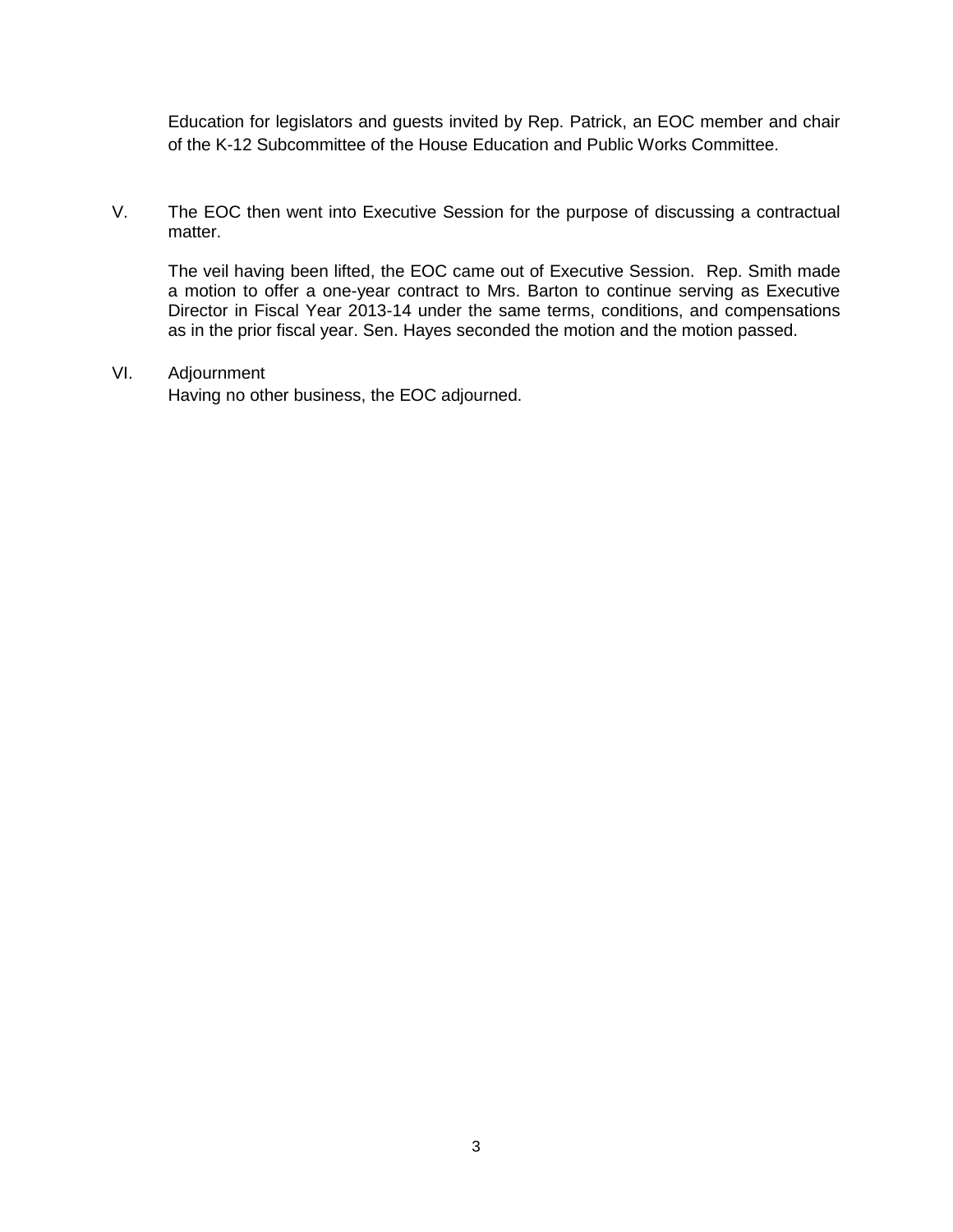Education for legislators and guests invited by Rep. Patrick, an EOC member and chair of the K-12 Subcommittee of the House Education and Public Works Committee.

V. The EOC then went into Executive Session for the purpose of discussing a contractual matter.

The veil having been lifted, the EOC came out of Executive Session. Rep. Smith made a motion to offer a one-year contract to Mrs. Barton to continue serving as Executive Director in Fiscal Year 2013-14 under the same terms, conditions, and compensations as in the prior fiscal year. Sen. Hayes seconded the motion and the motion passed.

VI. Adjournment

Having no other business, the EOC adjourned.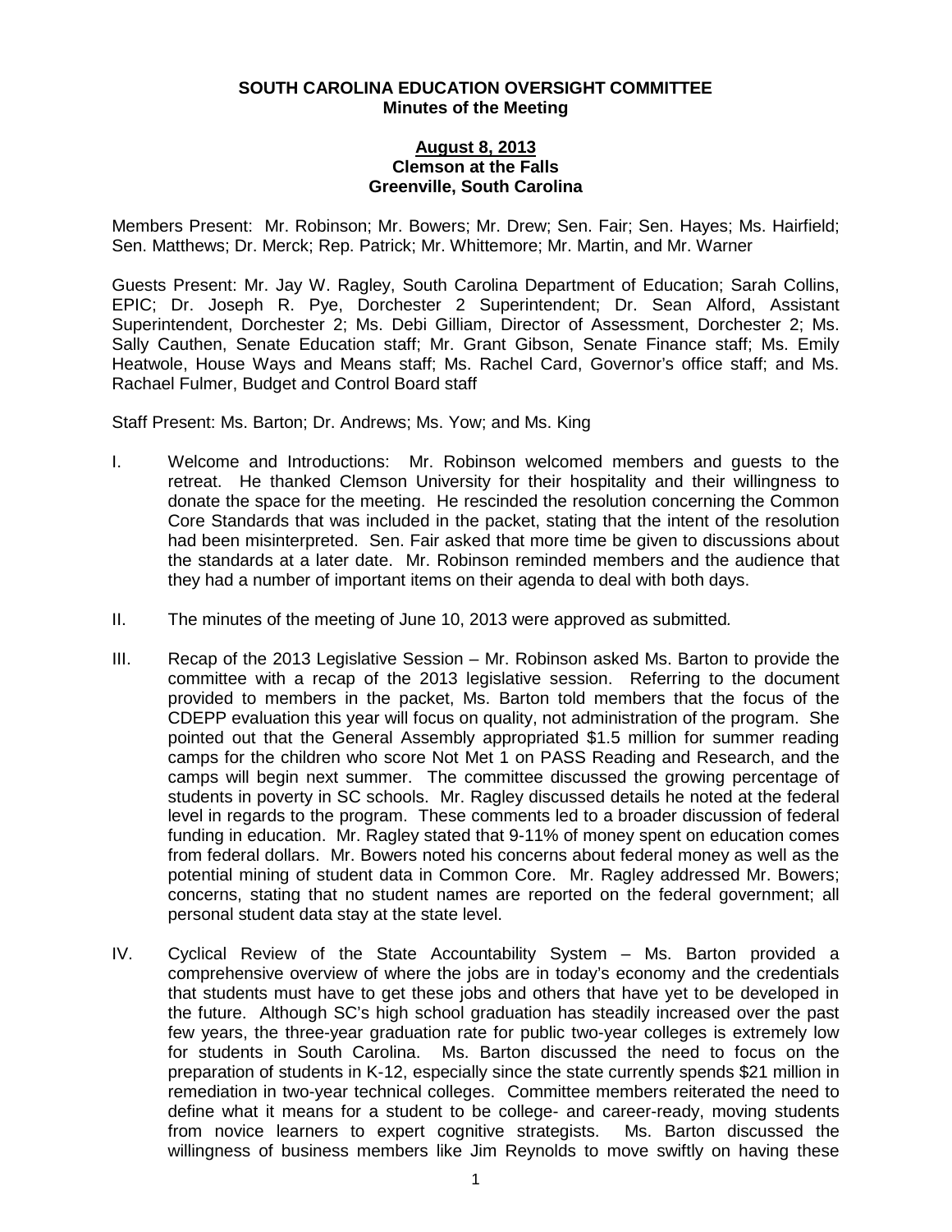**SOUTH CAROLINA EDUCATION OVERSIGHT COMMITTEE**
**Minutes of the Meeting**

**August 8, 2013**
**Clemson at the Falls**
**Greenville, South Carolina**

Members Present: Mr. Robinson; Mr. Bowers; Mr. Drew; Sen. Fair; Sen. Hayes; Ms. Hairfield; Sen. Matthews; Dr. Merck; Rep. Patrick; Mr. Whittemore; Mr. Martin, and Mr. Warner

Guests Present: Mr. Jay W. Ragley, South Carolina Department of Education; Sarah Collins, EPIC; Dr. Joseph R. Pye, Dorchester 2 Superintendent; Dr. Sean Alford, Assistant Superintendent, Dorchester 2; Ms. Debi Gilliam, Director of Assessment, Dorchester 2; Ms. Sally Cauthen, Senate Education staff; Mr. Grant Gibson, Senate Finance staff; Ms. Emily Heatwole, House Ways and Means staff; Ms. Rachel Card, Governor's office staff; and Ms. Rachael Fulmer, Budget and Control Board staff

Staff Present: Ms. Barton; Dr. Andrews; Ms. Yow; and Ms. King

I. Welcome and Introductions: Mr. Robinson welcomed members and guests to the retreat. He thanked Clemson University for their hospitality and their willingness to donate the space for the meeting. He rescinded the resolution concerning the Common Core Standards that was included in the packet, stating that the intent of the resolution had been misinterpreted. Sen. Fair asked that more time be given to discussions about the standards at a later date. Mr. Robinson reminded members and the audience that they had a number of important items on their agenda to deal with both days.

II. The minutes of the meeting of June 10, 2013 were approved as submitted*.*

III. Recap of the 2013 Legislative Session – Mr. Robinson asked Ms. Barton to provide the committee with a recap of the 2013 legislative session. Referring to the document provided to members in the packet, Ms. Barton told members that the focus of the CDEPP evaluation this year will focus on quality, not administration of the program. She pointed out that the General Assembly appropriated $1.5 million for summer reading camps for the children who score Not Met 1 on PASS Reading and Research, and the camps will begin next summer. The committee discussed the growing percentage of students in poverty in SC schools. Mr. Ragley discussed details he noted at the federal level in regards to the program. These comments led to a broader discussion of federal funding in education. Mr. Ragley stated that 9-11% of money spent on education comes from federal dollars. Mr. Bowers noted his concerns about federal money as well as the potential mining of student data in Common Core. Mr. Ragley addressed Mr. Bowers; concerns, stating that no student names are reported on the federal government; all personal student data stay at the state level.

IV. Cyclical Review of the State Accountability System – Ms. Barton provided a comprehensive overview of where the jobs are in today's economy and the credentials that students must have to get these jobs and others that have yet to be developed in the future. Although SC's high school graduation has steadily increased over the past few years, the three-year graduation rate for public two-year colleges is extremely low for students in South Carolina. Ms. Barton discussed the need to focus on the preparation of students in K-12, especially since the state currently spends $21 million in remediation in two-year technical colleges. Committee members reiterated the need to define what it means for a student to be college- and career-ready, moving students from novice learners to expert cognitive strategists. Ms. Barton discussed the willingness of business members like Jim Reynolds to move swiftly on having these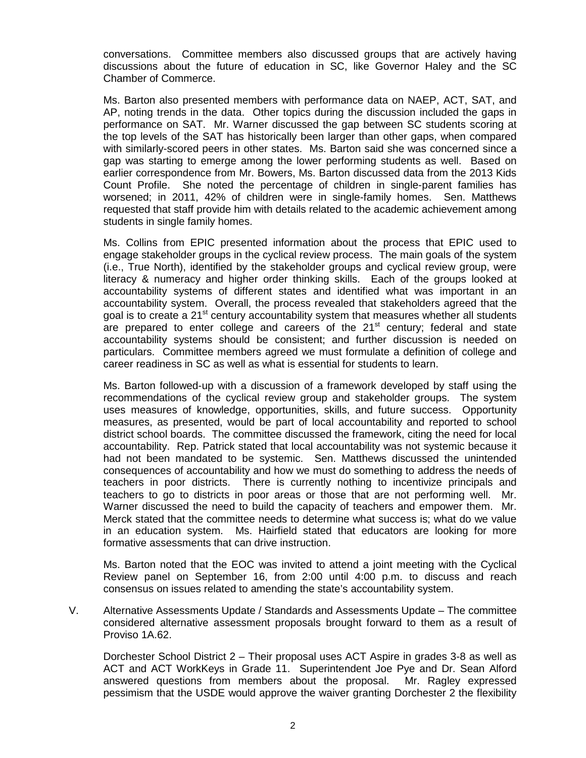conversations. Committee members also discussed groups that are actively having discussions about the future of education in SC, like Governor Haley and the SC Chamber of Commerce.

Ms. Barton also presented members with performance data on NAEP, ACT, SAT, and AP, noting trends in the data. Other topics during the discussion included the gaps in performance on SAT. Mr. Warner discussed the gap between SC students scoring at the top levels of the SAT has historically been larger than other gaps, when compared with similarly-scored peers in other states. Ms. Barton said she was concerned since a gap was starting to emerge among the lower performing students as well. Based on earlier correspondence from Mr. Bowers, Ms. Barton discussed data from the 2013 Kids Count Profile. She noted the percentage of children in single-parent families has worsened; in 2011, 42% of children were in single-family homes. Sen. Matthews requested that staff provide him with details related to the academic achievement among students in single family homes.

Ms. Collins from EPIC presented information about the process that EPIC used to engage stakeholder groups in the cyclical review process. The main goals of the system (i.e., True North), identified by the stakeholder groups and cyclical review group, were literacy & numeracy and higher order thinking skills. Each of the groups looked at accountability systems of different states and identified what was important in an accountability system. Overall, the process revealed that stakeholders agreed that the goal is to create a 21st century accountability system that measures whether all students are prepared to enter college and careers of the 21st century; federal and state accountability systems should be consistent; and further discussion is needed on particulars. Committee members agreed we must formulate a definition of college and career readiness in SC as well as what is essential for students to learn.

Ms. Barton followed-up with a discussion of a framework developed by staff using the recommendations of the cyclical review group and stakeholder groups. The system uses measures of knowledge, opportunities, skills, and future success. Opportunity measures, as presented, would be part of local accountability and reported to school district school boards. The committee discussed the framework, citing the need for local accountability. Rep. Patrick stated that local accountability was not systemic because it had not been mandated to be systemic. Sen. Matthews discussed the unintended consequences of accountability and how we must do something to address the needs of teachers in poor districts. There is currently nothing to incentivize principals and teachers to go to districts in poor areas or those that are not performing well. Mr. Warner discussed the need to build the capacity of teachers and empower them. Mr. Merck stated that the committee needs to determine what success is; what do we value in an education system. Ms. Hairfield stated that educators are looking for more formative assessments that can drive instruction.

Ms. Barton noted that the EOC was invited to attend a joint meeting with the Cyclical Review panel on September 16, from 2:00 until 4:00 p.m. to discuss and reach consensus on issues related to amending the state's accountability system.

V. Alternative Assessments Update / Standards and Assessments Update – The committee considered alternative assessment proposals brought forward to them as a result of Proviso 1A.62.

Dorchester School District 2 – Their proposal uses ACT Aspire in grades 3-8 as well as ACT and ACT WorkKeys in Grade 11. Superintendent Joe Pye and Dr. Sean Alford answered questions from members about the proposal. Mr. Ragley expressed pessimism that the USDE would approve the waiver granting Dorchester 2 the flexibility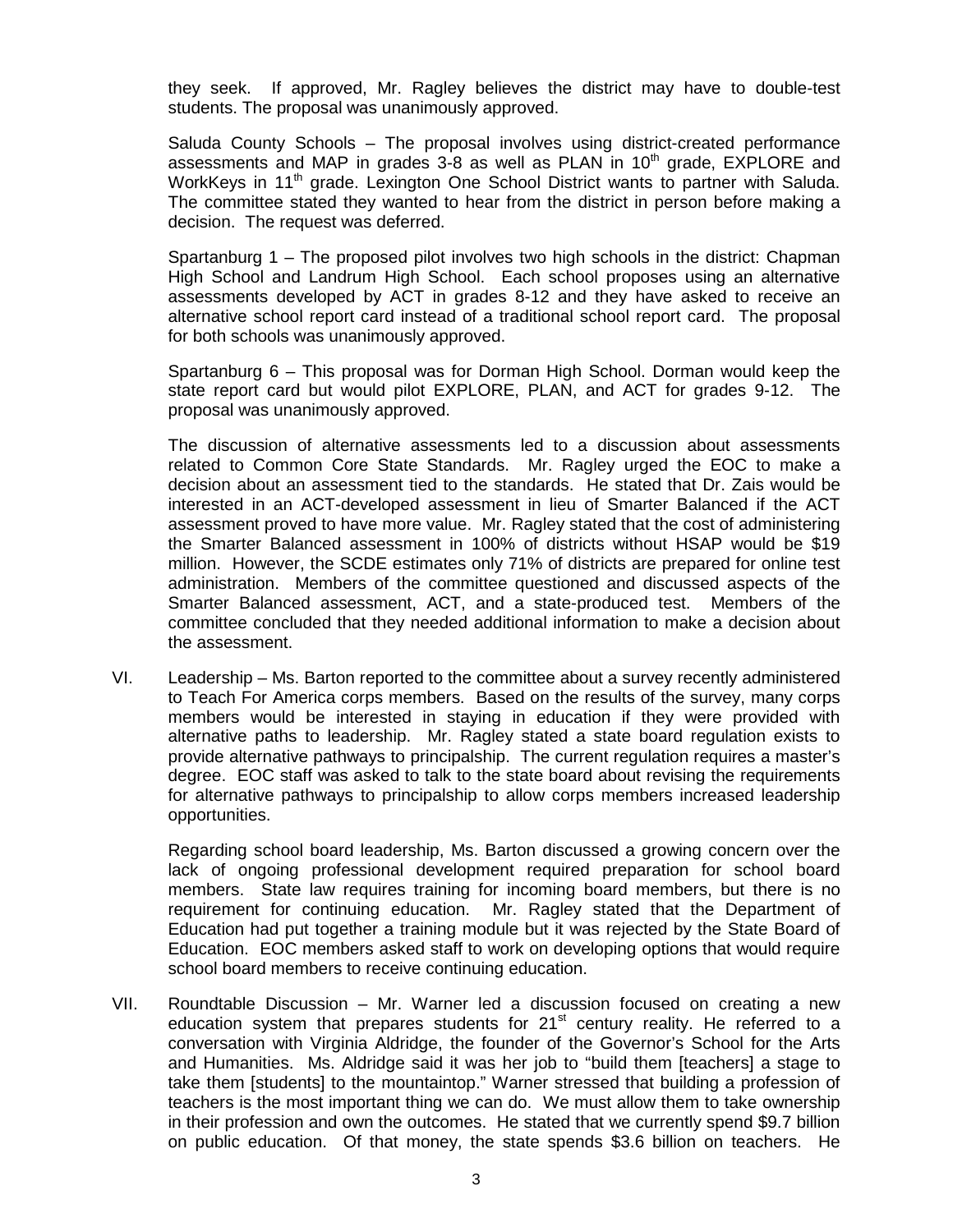they seek. If approved, Mr. Ragley believes the district may have to double-test students. The proposal was unanimously approved.

Saluda County Schools – The proposal involves using district-created performance assessments and MAP in grades 3-8 as well as PLAN in 10th grade, EXPLORE and WorkKeys in 11th grade. Lexington One School District wants to partner with Saluda. The committee stated they wanted to hear from the district in person before making a decision. The request was deferred.

Spartanburg 1 – The proposed pilot involves two high schools in the district: Chapman High School and Landrum High School. Each school proposes using an alternative assessments developed by ACT in grades 8-12 and they have asked to receive an alternative school report card instead of a traditional school report card. The proposal for both schools was unanimously approved.

Spartanburg 6 – This proposal was for Dorman High School. Dorman would keep the state report card but would pilot EXPLORE, PLAN, and ACT for grades 9-12. The proposal was unanimously approved.

The discussion of alternative assessments led to a discussion about assessments related to Common Core State Standards. Mr. Ragley urged the EOC to make a decision about an assessment tied to the standards. He stated that Dr. Zais would be interested in an ACT-developed assessment in lieu of Smarter Balanced if the ACT assessment proved to have more value. Mr. Ragley stated that the cost of administering the Smarter Balanced assessment in 100% of districts without HSAP would be $19 million. However, the SCDE estimates only 71% of districts are prepared for online test administration. Members of the committee questioned and discussed aspects of the Smarter Balanced assessment, ACT, and a state-produced test. Members of the committee concluded that they needed additional information to make a decision about the assessment.

VI. Leadership – Ms. Barton reported to the committee about a survey recently administered to Teach For America corps members. Based on the results of the survey, many corps members would be interested in staying in education if they were provided with alternative paths to leadership. Mr. Ragley stated a state board regulation exists to provide alternative pathways to principalship. The current regulation requires a master's degree. EOC staff was asked to talk to the state board about revising the requirements for alternative pathways to principalship to allow corps members increased leadership opportunities.

Regarding school board leadership, Ms. Barton discussed a growing concern over the lack of ongoing professional development required preparation for school board members. State law requires training for incoming board members, but there is no requirement for continuing education. Mr. Ragley stated that the Department of Education had put together a training module but it was rejected by the State Board of Education. EOC members asked staff to work on developing options that would require school board members to receive continuing education.

VII. Roundtable Discussion – Mr. Warner led a discussion focused on creating a new education system that prepares students for 21st century reality. He referred to a conversation with Virginia Aldridge, the founder of the Governor's School for the Arts and Humanities. Ms. Aldridge said it was her job to "build them [teachers] a stage to take them [students] to the mountaintop." Warner stressed that building a profession of teachers is the most important thing we can do. We must allow them to take ownership in their profession and own the outcomes. He stated that we currently spend $9.7 billion on public education. Of that money, the state spends $3.6 billion on teachers. He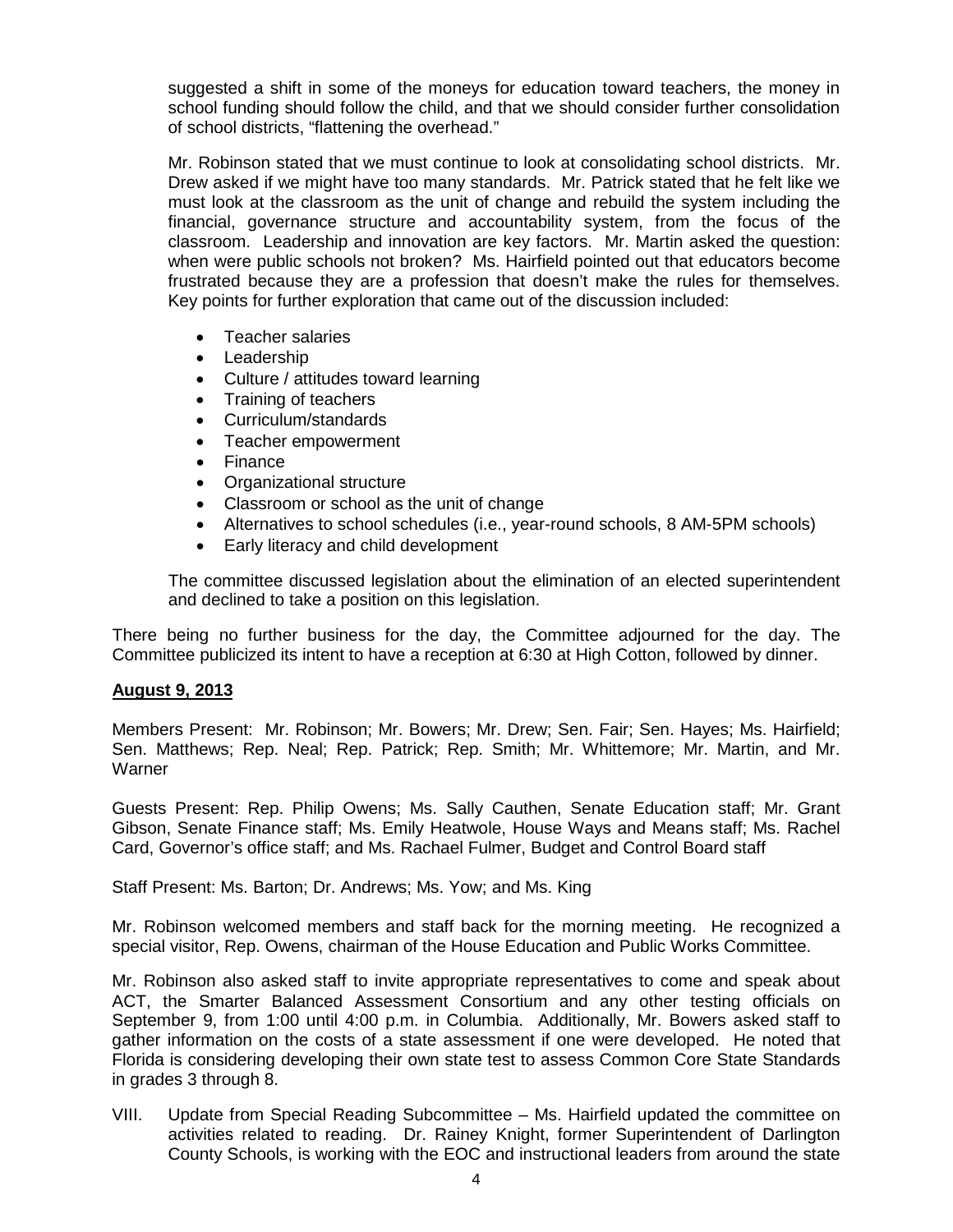suggested a shift in some of the moneys for education toward teachers, the money in school funding should follow the child, and that we should consider further consolidation of school districts, "flattening the overhead."

Mr. Robinson stated that we must continue to look at consolidating school districts. Mr. Drew asked if we might have too many standards. Mr. Patrick stated that he felt like we must look at the classroom as the unit of change and rebuild the system including the financial, governance structure and accountability system, from the focus of the classroom. Leadership and innovation are key factors. Mr. Martin asked the question: when were public schools not broken? Ms. Hairfield pointed out that educators become frustrated because they are a profession that doesn't make the rules for themselves. Key points for further exploration that came out of the discussion included:

- Teacher salaries
- Leadership
- Culture / attitudes toward learning
- Training of teachers
- Curriculum/standards
- Teacher empowerment
- Finance
- Organizational structure
- Classroom or school as the unit of change
- Alternatives to school schedules (i.e., year-round schools, 8 AM-5PM schools)
- Early literacy and child development

The committee discussed legislation about the elimination of an elected superintendent and declined to take a position on this legislation.

There being no further business for the day, the Committee adjourned for the day. The Committee publicized its intent to have a reception at 6:30 at High Cotton, followed by dinner.

**August 9, 2013**

Members Present: Mr. Robinson; Mr. Bowers; Mr. Drew; Sen. Fair; Sen. Hayes; Ms. Hairfield; Sen. Matthews; Rep. Neal; Rep. Patrick; Rep. Smith; Mr. Whittemore; Mr. Martin, and Mr. Warner

Guests Present: Rep. Philip Owens; Ms. Sally Cauthen, Senate Education staff; Mr. Grant Gibson, Senate Finance staff; Ms. Emily Heatwole, House Ways and Means staff; Ms. Rachel Card, Governor's office staff; and Ms. Rachael Fulmer, Budget and Control Board staff

Staff Present: Ms. Barton; Dr. Andrews; Ms. Yow; and Ms. King

Mr. Robinson welcomed members and staff back for the morning meeting. He recognized a special visitor, Rep. Owens, chairman of the House Education and Public Works Committee.

Mr. Robinson also asked staff to invite appropriate representatives to come and speak about ACT, the Smarter Balanced Assessment Consortium and any other testing officials on September 9, from 1:00 until 4:00 p.m. in Columbia. Additionally, Mr. Bowers asked staff to gather information on the costs of a state assessment if one were developed. He noted that Florida is considering developing their own state test to assess Common Core State Standards in grades 3 through 8.

VIII. Update from Special Reading Subcommittee – Ms. Hairfield updated the committee on activities related to reading. Dr. Rainey Knight, former Superintendent of Darlington County Schools, is working with the EOC and instructional leaders from around the state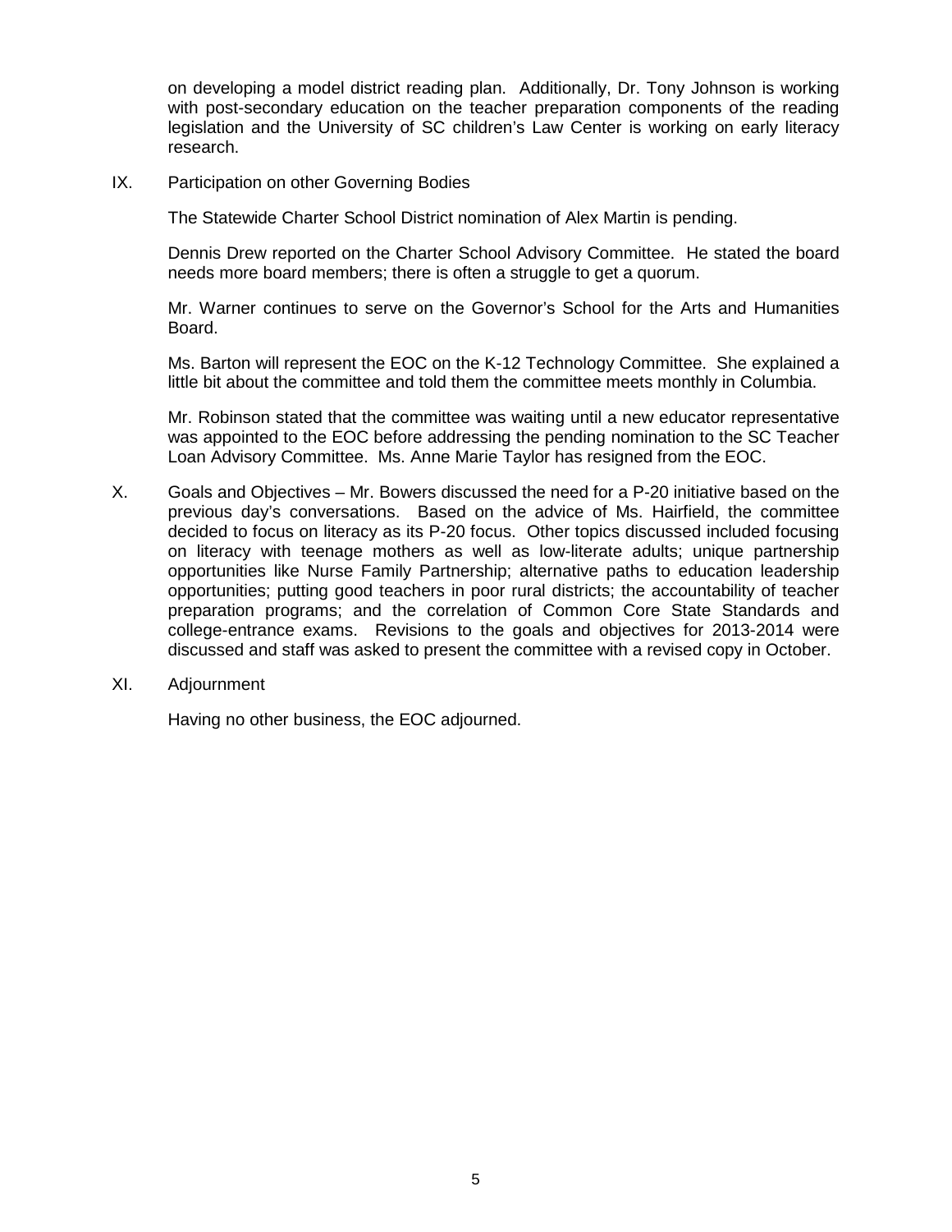on developing a model district reading plan. Additionally, Dr. Tony Johnson is working with post-secondary education on the teacher preparation components of the reading legislation and the University of SC children's Law Center is working on early literacy research.

IX. Participation on other Governing Bodies

The Statewide Charter School District nomination of Alex Martin is pending.

Dennis Drew reported on the Charter School Advisory Committee. He stated the board needs more board members; there is often a struggle to get a quorum.

Mr. Warner continues to serve on the Governor's School for the Arts and Humanities Board.

Ms. Barton will represent the EOC on the K-12 Technology Committee. She explained a little bit about the committee and told them the committee meets monthly in Columbia.

Mr. Robinson stated that the committee was waiting until a new educator representative was appointed to the EOC before addressing the pending nomination to the SC Teacher Loan Advisory Committee. Ms. Anne Marie Taylor has resigned from the EOC.

X. Goals and Objectives – Mr. Bowers discussed the need for a P-20 initiative based on the previous day's conversations. Based on the advice of Ms. Hairfield, the committee decided to focus on literacy as its P-20 focus. Other topics discussed included focusing on literacy with teenage mothers as well as low-literate adults; unique partnership opportunities like Nurse Family Partnership; alternative paths to education leadership opportunities; putting good teachers in poor rural districts; the accountability of teacher preparation programs; and the correlation of Common Core State Standards and college-entrance exams. Revisions to the goals and objectives for 2013-2014 were discussed and staff was asked to present the committee with a revised copy in October.

XI. Adjournment

Having no other business, the EOC adjourned.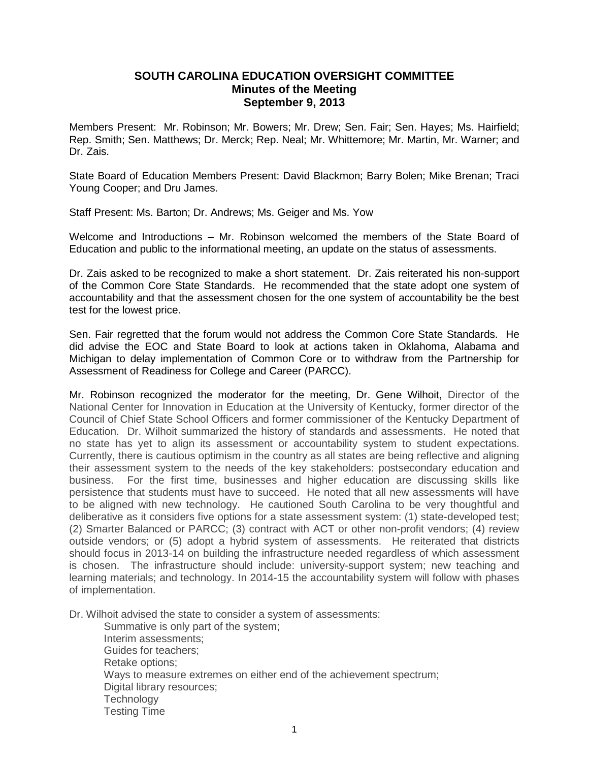# SOUTH CAROLINA EDUCATION OVERSIGHT COMMITTEE

## Minutes of the Meeting

## September 9, 2013

Members Present: Mr. Robinson; Mr. Bowers; Mr. Drew; Sen. Fair; Sen. Hayes; Ms. Hairfield; Rep. Smith; Sen. Matthews; Dr. Merck; Rep. Neal; Mr. Whittemore; Mr. Martin, Mr. Warner; and Dr. Zais.

State Board of Education Members Present: David Blackmon; Barry Bolen; Mike Brenan; Traci Young Cooper; and Dru James.

Staff Present: Ms. Barton; Dr. Andrews; Ms. Geiger and Ms. Yow

Welcome and Introductions – Mr. Robinson welcomed the members of the State Board of Education and public to the informational meeting, an update on the status of assessments.

Dr. Zais asked to be recognized to make a short statement. Dr. Zais reiterated his non-support of the Common Core State Standards. He recommended that the state adopt one system of accountability and that the assessment chosen for the one system of accountability be the best test for the lowest price.

Sen. Fair regretted that the forum would not address the Common Core State Standards. He did advise the EOC and State Board to look at actions taken in Oklahoma, Alabama and Michigan to delay implementation of Common Core or to withdraw from the Partnership for Assessment of Readiness for College and Career (PARCC).

Mr. Robinson recognized the moderator for the meeting, Dr. Gene Wilhoit, Director of the National Center for Innovation in Education at the University of Kentucky, former director of the Council of Chief State School Officers and former commissioner of the Kentucky Department of Education. Dr. Wilhoit summarized the history of standards and assessments. He noted that no state has yet to align its assessment or accountability system to student expectations. Currently, there is cautious optimism in the country as all states are being reflective and aligning their assessment system to the needs of the key stakeholders: postsecondary education and business. For the first time, businesses and higher education are discussing skills like persistence that students must have to succeed. He noted that all new assessments will have to be aligned with new technology. He cautioned South Carolina to be very thoughtful and deliberative as it considers five options for a state assessment system: (1) state-developed test; (2) Smarter Balanced or PARCC; (3) contract with ACT or other non-profit vendors; (4) review outside vendors; or (5) adopt a hybrid system of assessments. He reiterated that districts should focus in 2013-14 on building the infrastructure needed regardless of which assessment is chosen. The infrastructure should include: university-support system; new teaching and learning materials; and technology. In 2014-15 the accountability system will follow with phases of implementation.

Dr. Wilhoit advised the state to consider a system of assessments:

- Summative is only part of the system;
- Interim assessments;
- Guides for teachers;
- Retake options;
- Ways to measure extremes on either end of the achievement spectrum;
- Digital library resources;
- Technology
- Testing Time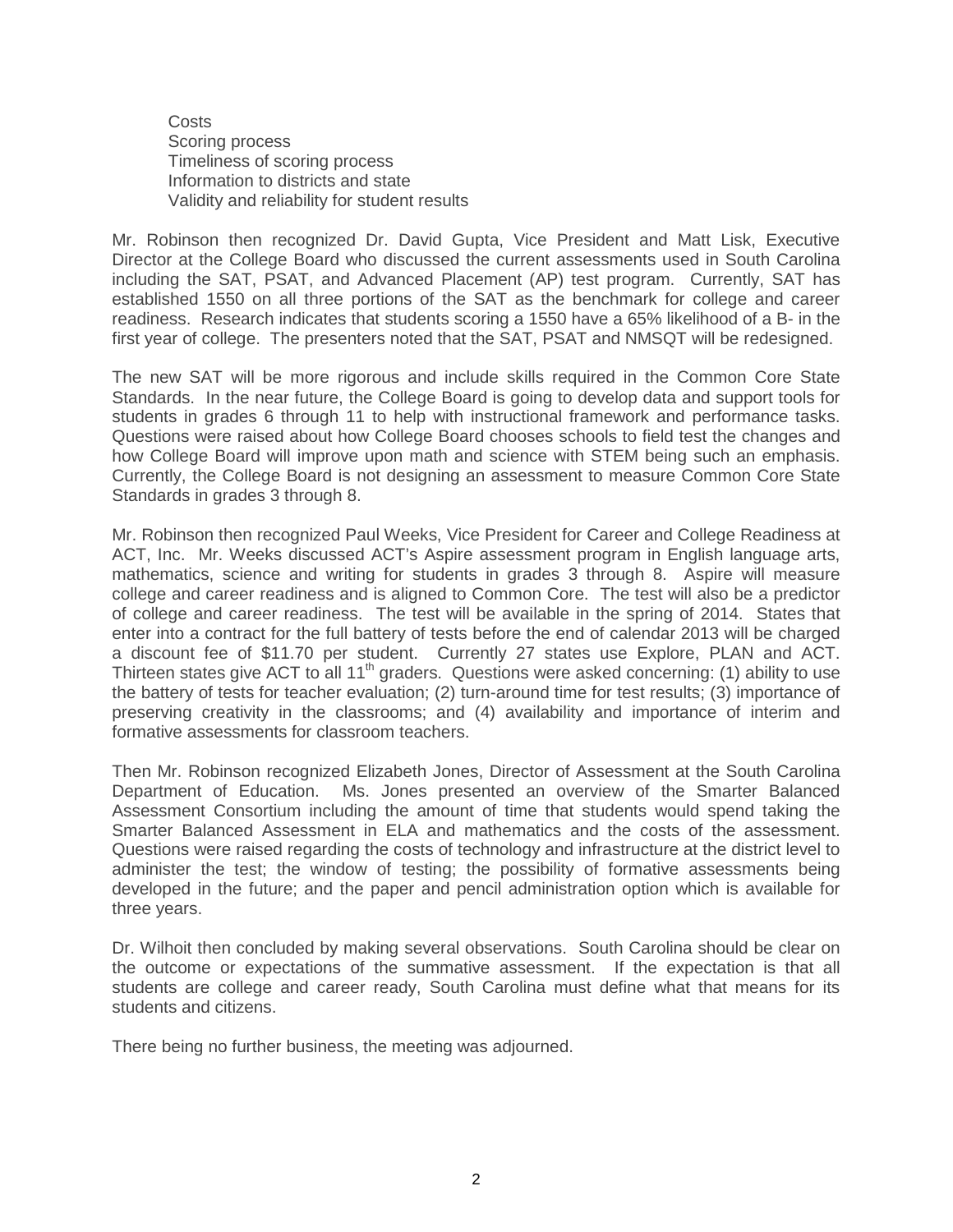Costs
Scoring process
Timeliness of scoring process
Information to districts and state
Validity and reliability for student results

Mr. Robinson then recognized Dr. David Gupta, Vice President and Matt Lisk, Executive Director at the College Board who discussed the current assessments used in South Carolina including the SAT, PSAT, and Advanced Placement (AP) test program. Currently, SAT has established 1550 on all three portions of the SAT as the benchmark for college and career readiness. Research indicates that students scoring a 1550 have a 65% likelihood of a B- in the first year of college. The presenters noted that the SAT, PSAT and NMSQT will be redesigned.

The new SAT will be more rigorous and include skills required in the Common Core State Standards. In the near future, the College Board is going to develop data and support tools for students in grades 6 through 11 to help with instructional framework and performance tasks. Questions were raised about how College Board chooses schools to field test the changes and how College Board will improve upon math and science with STEM being such an emphasis. Currently, the College Board is not designing an assessment to measure Common Core State Standards in grades 3 through 8.

Mr. Robinson then recognized Paul Weeks, Vice President for Career and College Readiness at ACT, Inc. Mr. Weeks discussed ACT's Aspire assessment program in English language arts, mathematics, science and writing for students in grades 3 through 8. Aspire will measure college and career readiness and is aligned to Common Core. The test will also be a predictor of college and career readiness. The test will be available in the spring of 2014. States that enter into a contract for the full battery of tests before the end of calendar 2013 will be charged a discount fee of $11.70 per student. Currently 27 states use Explore, PLAN and ACT. Thirteen states give ACT to all 11th graders. Questions were asked concerning: (1) ability to use the battery of tests for teacher evaluation; (2) turn-around time for test results; (3) importance of preserving creativity in the classrooms; and (4) availability and importance of interim and formative assessments for classroom teachers.

Then Mr. Robinson recognized Elizabeth Jones, Director of Assessment at the South Carolina Department of Education. Ms. Jones presented an overview of the Smarter Balanced Assessment Consortium including the amount of time that students would spend taking the Smarter Balanced Assessment in ELA and mathematics and the costs of the assessment. Questions were raised regarding the costs of technology and infrastructure at the district level to administer the test; the window of testing; the possibility of formative assessments being developed in the future; and the paper and pencil administration option which is available for three years.

Dr. Wilhoit then concluded by making several observations. South Carolina should be clear on the outcome or expectations of the summative assessment. If the expectation is that all students are college and career ready, South Carolina must define what that means for its students and citizens.

There being no further business, the meeting was adjourned.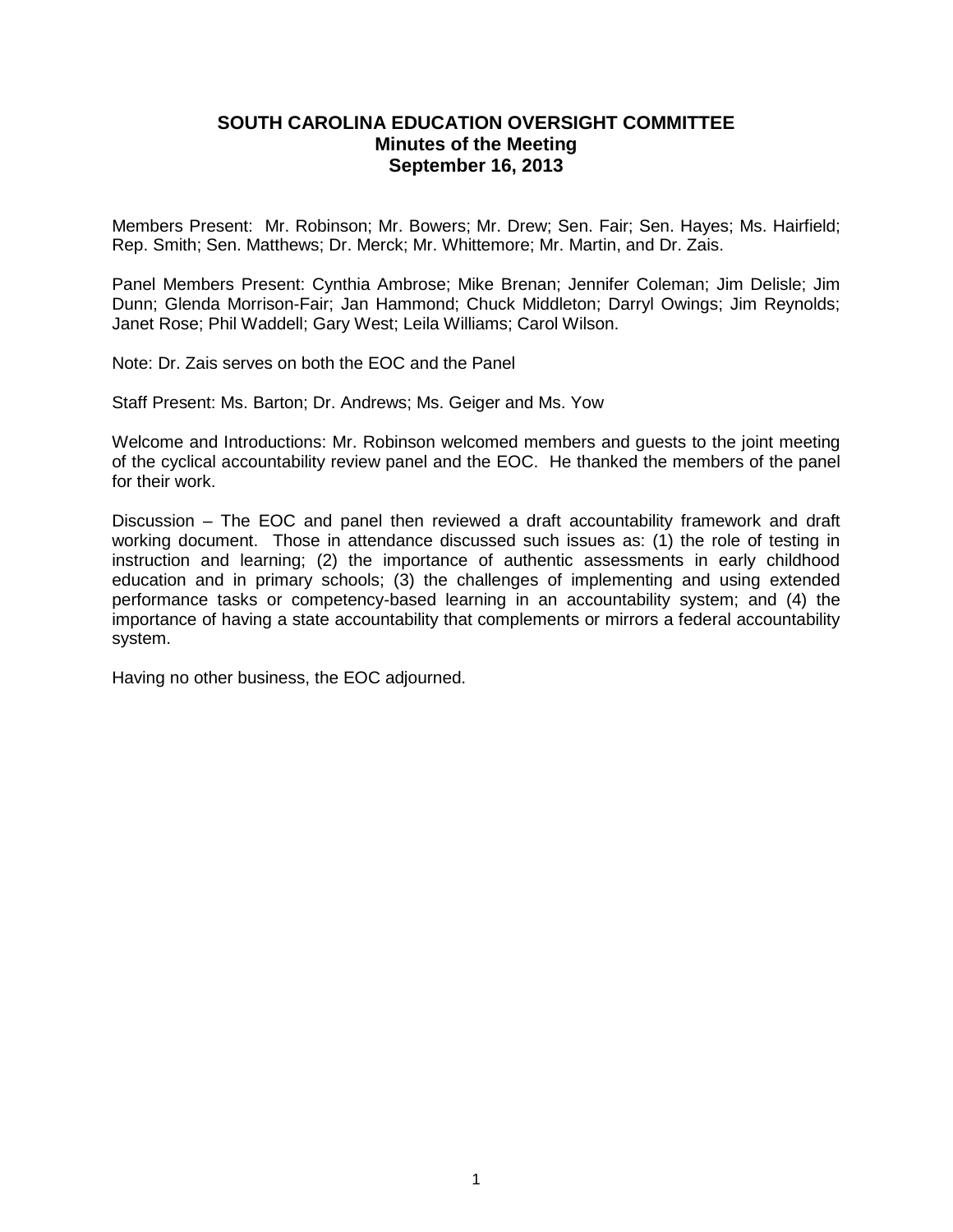# SOUTH CAROLINA EDUCATION OVERSIGHT COMMITTEE
## Minutes of the Meeting
## September 16, 2013

Members Present: Mr. Robinson; Mr. Bowers; Mr. Drew; Sen. Fair; Sen. Hayes; Ms. Hairfield; Rep. Smith; Sen. Matthews; Dr. Merck; Mr. Whittemore; Mr. Martin, and Dr. Zais.

Panel Members Present: Cynthia Ambrose; Mike Brenan; Jennifer Coleman; Jim Delisle; Jim Dunn; Glenda Morrison-Fair; Jan Hammond; Chuck Middleton; Darryl Owings; Jim Reynolds; Janet Rose; Phil Waddell; Gary West; Leila Williams; Carol Wilson.

Note: Dr. Zais serves on both the EOC and the Panel

Staff Present: Ms. Barton; Dr. Andrews; Ms. Geiger and Ms. Yow

Welcome and Introductions: Mr. Robinson welcomed members and guests to the joint meeting of the cyclical accountability review panel and the EOC. He thanked the members of the panel for their work.

Discussion – The EOC and panel then reviewed a draft accountability framework and draft working document. Those in attendance discussed such issues as: (1) the role of testing in instruction and learning; (2) the importance of authentic assessments in early childhood education and in primary schools; (3) the challenges of implementing and using extended performance tasks or competency-based learning in an accountability system; and (4) the importance of having a state accountability that complements or mirrors a federal accountability system.

Having no other business, the EOC adjourned.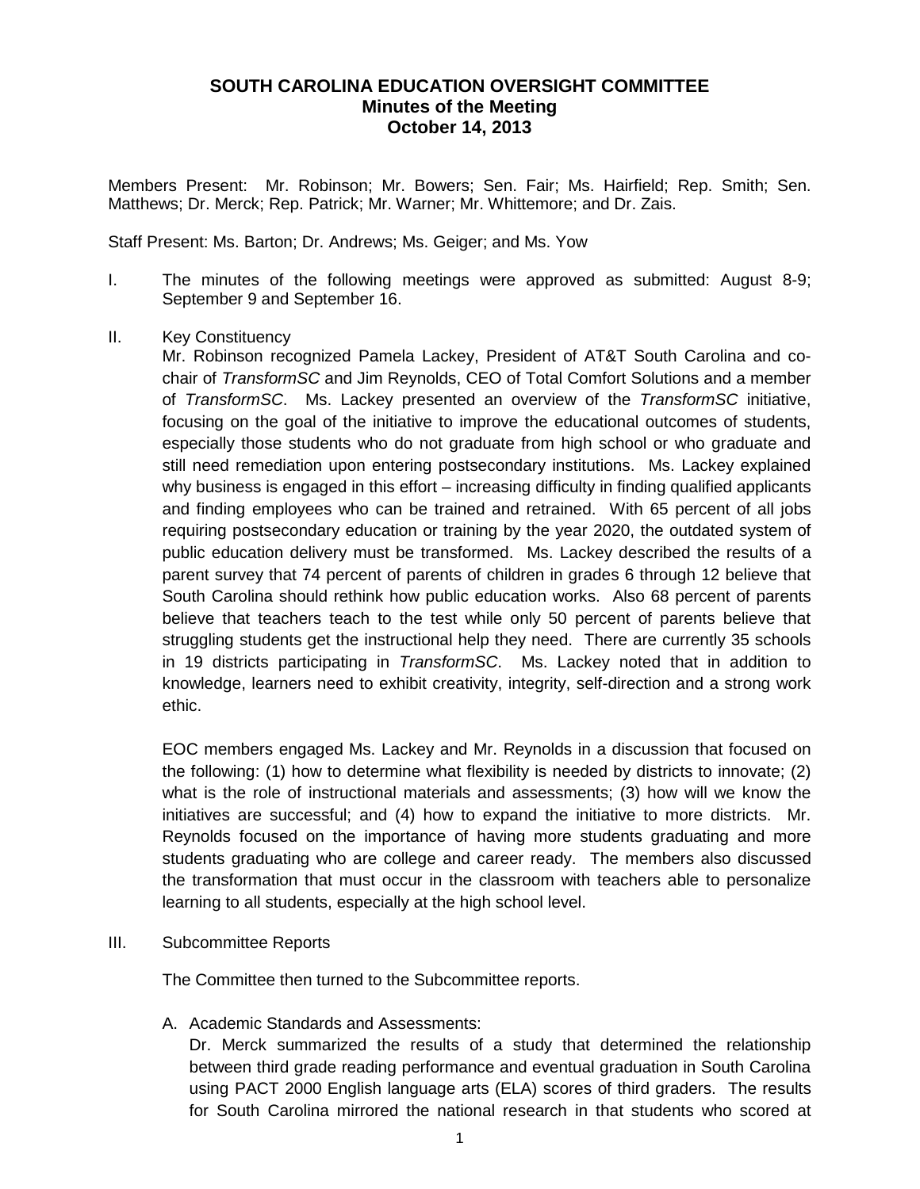# SOUTH CAROLINA EDUCATION OVERSIGHT COMMITTEE
## Minutes of the Meeting
## October 14, 2013

Members Present: Mr. Robinson; Mr. Bowers; Sen. Fair; Ms. Hairfield; Rep. Smith; Sen. Matthews; Dr. Merck; Rep. Patrick; Mr. Warner; Mr. Whittemore; and Dr. Zais.

Staff Present: Ms. Barton; Dr. Andrews; Ms. Geiger; and Ms. Yow

I. The minutes of the following meetings were approved as submitted: August 8-9; September 9 and September 16.

II. Key Constituency

Mr. Robinson recognized Pamela Lackey, President of AT&T South Carolina and co-chair of *TransformSC* and Jim Reynolds, CEO of Total Comfort Solutions and a member of *TransformSC*. Ms. Lackey presented an overview of the *TransformSC* initiative, focusing on the goal of the initiative to improve the educational outcomes of students, especially those students who do not graduate from high school or who graduate and still need remediation upon entering postsecondary institutions. Ms. Lackey explained why business is engaged in this effort – increasing difficulty in finding qualified applicants and finding employees who can be trained and retrained. With 65 percent of all jobs requiring postsecondary education or training by the year 2020, the outdated system of public education delivery must be transformed. Ms. Lackey described the results of a parent survey that 74 percent of parents of children in grades 6 through 12 believe that South Carolina should rethink how public education works. Also 68 percent of parents believe that teachers teach to the test while only 50 percent of parents believe that struggling students get the instructional help they need. There are currently 35 schools in 19 districts participating in *TransformSC*. Ms. Lackey noted that in addition to knowledge, learners need to exhibit creativity, integrity, self-direction and a strong work ethic.

EOC members engaged Ms. Lackey and Mr. Reynolds in a discussion that focused on the following: (1) how to determine what flexibility is needed by districts to innovate; (2) what is the role of instructional materials and assessments; (3) how will we know the initiatives are successful; and (4) how to expand the initiative to more districts. Mr. Reynolds focused on the importance of having more students graduating and more students graduating who are college and career ready. The members also discussed the transformation that must occur in the classroom with teachers able to personalize learning to all students, especially at the high school level.

III. Subcommittee Reports

The Committee then turned to the Subcommittee reports.

A. Academic Standards and Assessments:

Dr. Merck summarized the results of a study that determined the relationship between third grade reading performance and eventual graduation in South Carolina using PACT 2000 English language arts (ELA) scores of third graders. The results for South Carolina mirrored the national research in that students who scored at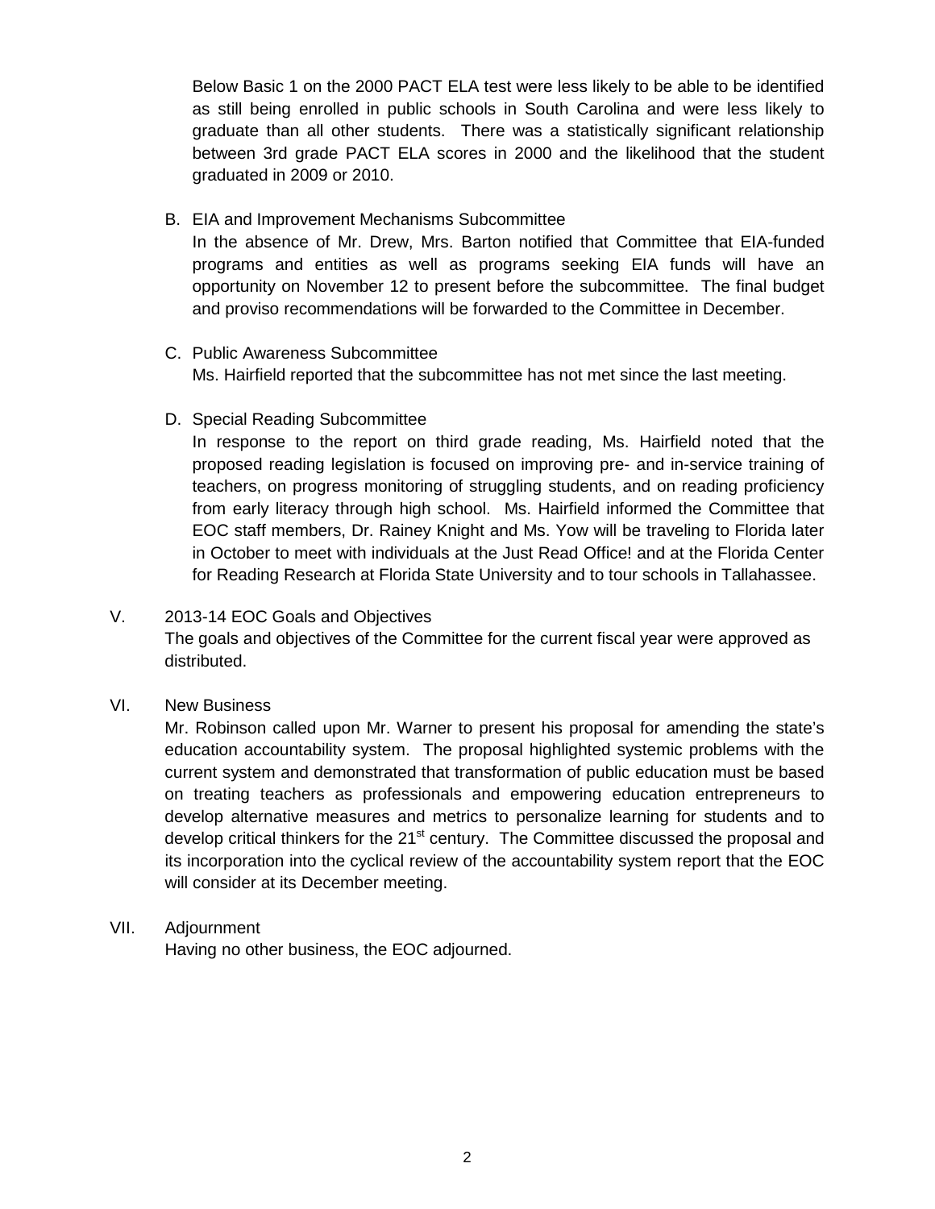Below Basic 1 on the 2000 PACT ELA test were less likely to be able to be identified as still being enrolled in public schools in South Carolina and were less likely to graduate than all other students. There was a statistically significant relationship between 3rd grade PACT ELA scores in 2000 and the likelihood that the student graduated in 2009 or 2010.

B. EIA and Improvement Mechanisms Subcommittee

In the absence of Mr. Drew, Mrs. Barton notified that Committee that EIA-funded programs and entities as well as programs seeking EIA funds will have an opportunity on November 12 to present before the subcommittee. The final budget and proviso recommendations will be forwarded to the Committee in December.

C. Public Awareness Subcommittee

Ms. Hairfield reported that the subcommittee has not met since the last meeting.

D. Special Reading Subcommittee

In response to the report on third grade reading, Ms. Hairfield noted that the proposed reading legislation is focused on improving pre- and in-service training of teachers, on progress monitoring of struggling students, and on reading proficiency from early literacy through high school. Ms. Hairfield informed the Committee that EOC staff members, Dr. Rainey Knight and Ms. Yow will be traveling to Florida later in October to meet with individuals at the Just Read Office! and at the Florida Center for Reading Research at Florida State University and to tour schools in Tallahassee.

V. 2013-14 EOC Goals and Objectives

The goals and objectives of the Committee for the current fiscal year were approved as distributed.

VI. New Business

Mr. Robinson called upon Mr. Warner to present his proposal for amending the state's education accountability system. The proposal highlighted systemic problems with the current system and demonstrated that transformation of public education must be based on treating teachers as professionals and empowering education entrepreneurs to develop alternative measures and metrics to personalize learning for students and to develop critical thinkers for the 21st century. The Committee discussed the proposal and its incorporation into the cyclical review of the accountability system report that the EOC will consider at its December meeting.

VII. Adjournment

Having no other business, the EOC adjourned.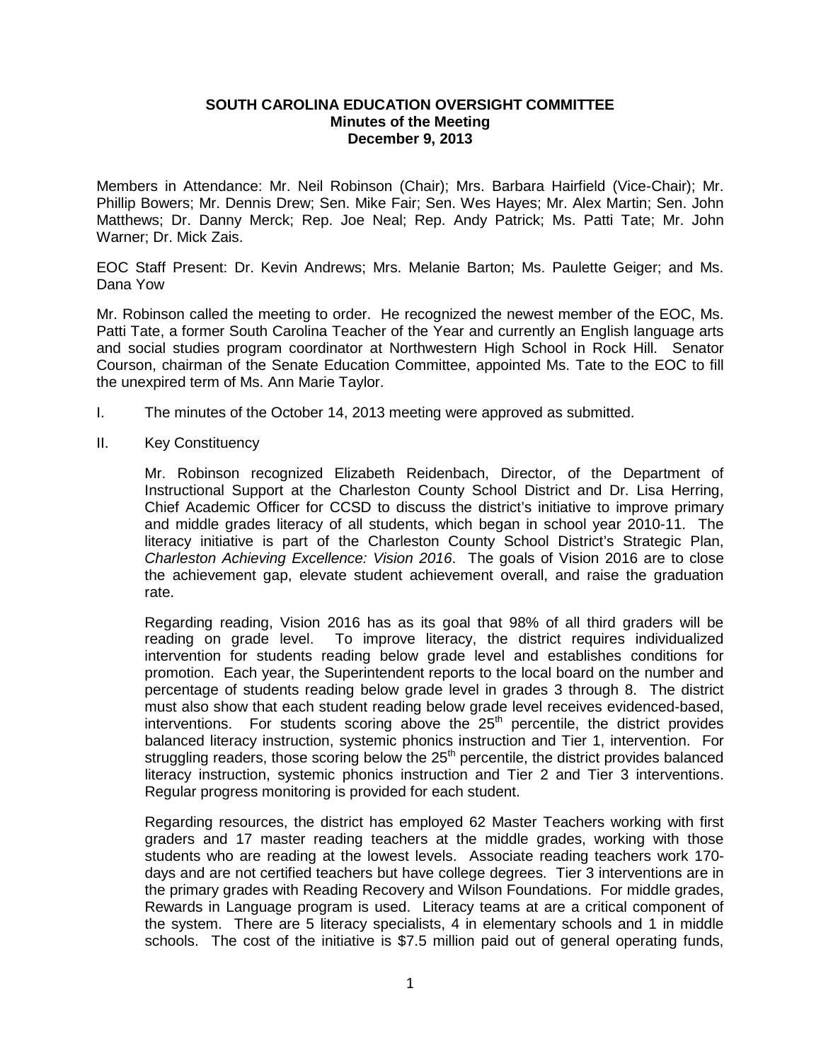**SOUTH CAROLINA EDUCATION OVERSIGHT COMMITTEE**
**Minutes of the Meeting**
**December 9, 2013**

Members in Attendance: Mr. Neil Robinson (Chair); Mrs. Barbara Hairfield (Vice-Chair); Mr. Phillip Bowers; Mr. Dennis Drew; Sen. Mike Fair; Sen. Wes Hayes; Mr. Alex Martin; Sen. John Matthews; Dr. Danny Merck; Rep. Joe Neal; Rep. Andy Patrick; Ms. Patti Tate; Mr. John Warner; Dr. Mick Zais.

EOC Staff Present: Dr. Kevin Andrews; Mrs. Melanie Barton; Ms. Paulette Geiger; and Ms. Dana Yow

Mr. Robinson called the meeting to order. He recognized the newest member of the EOC, Ms. Patti Tate, a former South Carolina Teacher of the Year and currently an English language arts and social studies program coordinator at Northwestern High School in Rock Hill. Senator Courson, chairman of the Senate Education Committee, appointed Ms. Tate to the EOC to fill the unexpired term of Ms. Ann Marie Taylor.

I. The minutes of the October 14, 2013 meeting were approved as submitted.

II. Key Constituency

Mr. Robinson recognized Elizabeth Reidenbach, Director, of the Department of Instructional Support at the Charleston County School District and Dr. Lisa Herring, Chief Academic Officer for CCSD to discuss the district's initiative to improve primary and middle grades literacy of all students, which began in school year 2010-11. The literacy initiative is part of the Charleston County School District's Strategic Plan, *Charleston Achieving Excellence: Vision 2016*. The goals of Vision 2016 are to close the achievement gap, elevate student achievement overall, and raise the graduation rate.

Regarding reading, Vision 2016 has as its goal that 98% of all third graders will be reading on grade level. To improve literacy, the district requires individualized intervention for students reading below grade level and establishes conditions for promotion. Each year, the Superintendent reports to the local board on the number and percentage of students reading below grade level in grades 3 through 8. The district must also show that each student reading below grade level receives evidenced-based, interventions. For students scoring above the 25th percentile, the district provides balanced literacy instruction, systemic phonics instruction and Tier 1, intervention. For struggling readers, those scoring below the 25th percentile, the district provides balanced literacy instruction, systemic phonics instruction and Tier 2 and Tier 3 interventions. Regular progress monitoring is provided for each student.

Regarding resources, the district has employed 62 Master Teachers working with first graders and 17 master reading teachers at the middle grades, working with those students who are reading at the lowest levels. Associate reading teachers work 170-days and are not certified teachers but have college degrees. Tier 3 interventions are in the primary grades with Reading Recovery and Wilson Foundations. For middle grades, Rewards in Language program is used. Literacy teams at are a critical component of the system. There are 5 literacy specialists, 4 in elementary schools and 1 in middle schools. The cost of the initiative is $7.5 million paid out of general operating funds,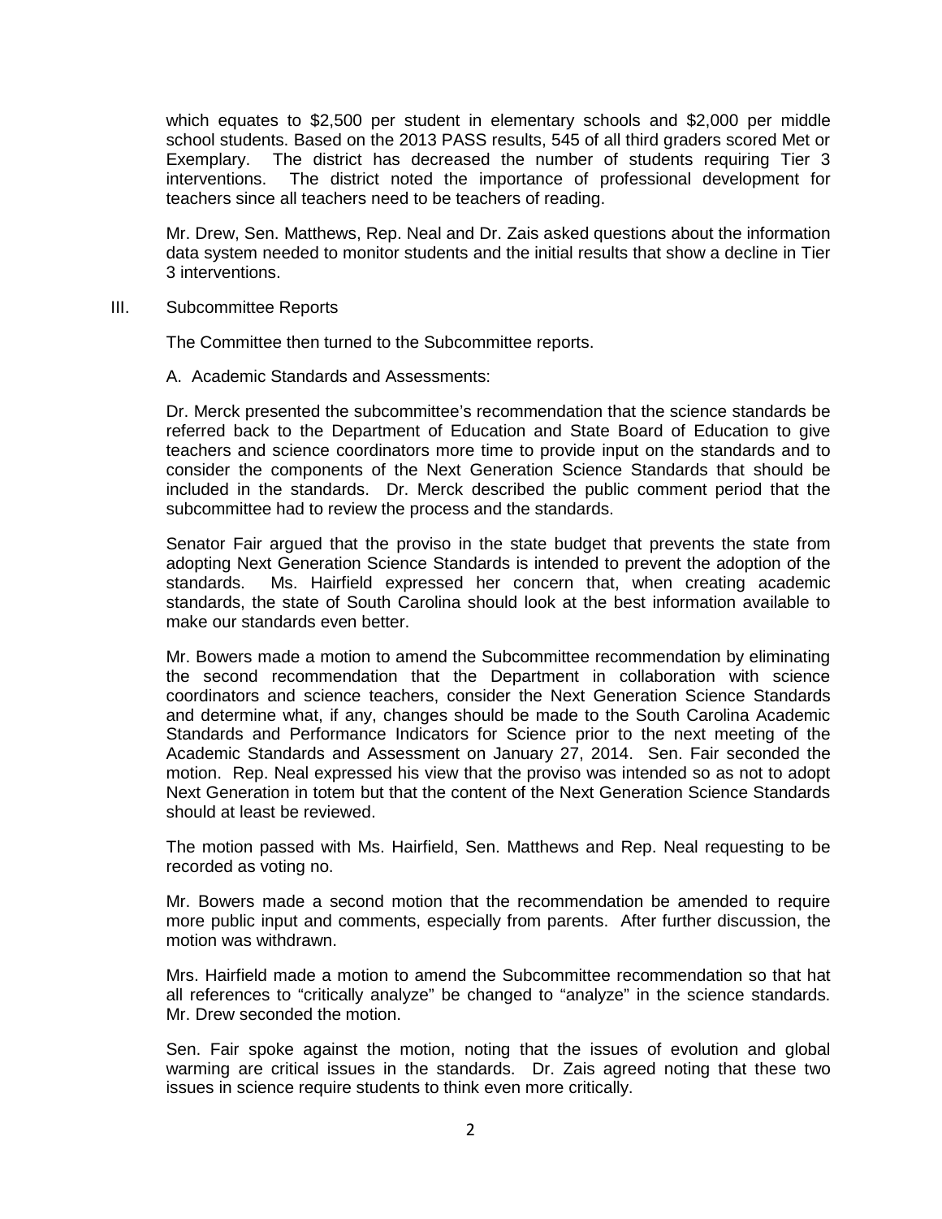which equates to $2,500 per student in elementary schools and $2,000 per middle school students. Based on the 2013 PASS results, 545 of all third graders scored Met or Exemplary. The district has decreased the number of students requiring Tier 3 interventions. The district noted the importance of professional development for teachers since all teachers need to be teachers of reading.

Mr. Drew, Sen. Matthews, Rep. Neal and Dr. Zais asked questions about the information data system needed to monitor students and the initial results that show a decline in Tier 3 interventions.

III. Subcommittee Reports

The Committee then turned to the Subcommittee reports.

A. Academic Standards and Assessments:

Dr. Merck presented the subcommittee's recommendation that the science standards be referred back to the Department of Education and State Board of Education to give teachers and science coordinators more time to provide input on the standards and to consider the components of the Next Generation Science Standards that should be included in the standards. Dr. Merck described the public comment period that the subcommittee had to review the process and the standards.

Senator Fair argued that the proviso in the state budget that prevents the state from adopting Next Generation Science Standards is intended to prevent the adoption of the standards. Ms. Hairfield expressed her concern that, when creating academic standards, the state of South Carolina should look at the best information available to make our standards even better.

Mr. Bowers made a motion to amend the Subcommittee recommendation by eliminating the second recommendation that the Department in collaboration with science coordinators and science teachers, consider the Next Generation Science Standards and determine what, if any, changes should be made to the South Carolina Academic Standards and Performance Indicators for Science prior to the next meeting of the Academic Standards and Assessment on January 27, 2014. Sen. Fair seconded the motion. Rep. Neal expressed his view that the proviso was intended so as not to adopt Next Generation in totem but that the content of the Next Generation Science Standards should at least be reviewed.

The motion passed with Ms. Hairfield, Sen. Matthews and Rep. Neal requesting to be recorded as voting no.

Mr. Bowers made a second motion that the recommendation be amended to require more public input and comments, especially from parents. After further discussion, the motion was withdrawn.

Mrs. Hairfield made a motion to amend the Subcommittee recommendation so that hat all references to "critically analyze" be changed to "analyze" in the science standards. Mr. Drew seconded the motion.

Sen. Fair spoke against the motion, noting that the issues of evolution and global warming are critical issues in the standards. Dr. Zais agreed noting that these two issues in science require students to think even more critically.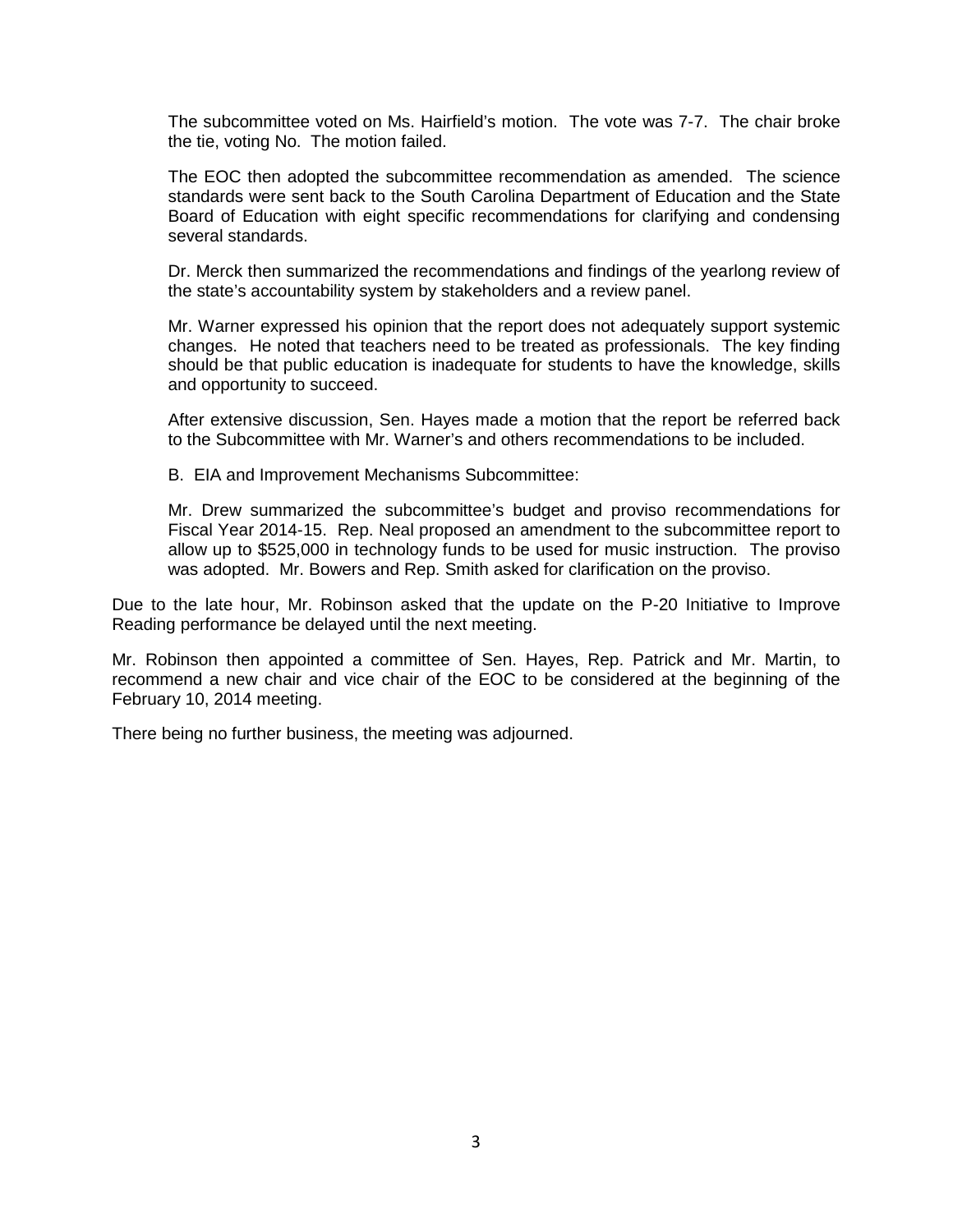The subcommittee voted on Ms. Hairfield's motion. The vote was 7-7. The chair broke the tie, voting No. The motion failed.

The EOC then adopted the subcommittee recommendation as amended. The science standards were sent back to the South Carolina Department of Education and the State Board of Education with eight specific recommendations for clarifying and condensing several standards.

Dr. Merck then summarized the recommendations and findings of the yearlong review of the state's accountability system by stakeholders and a review panel.

Mr. Warner expressed his opinion that the report does not adequately support systemic changes. He noted that teachers need to be treated as professionals. The key finding should be that public education is inadequate for students to have the knowledge, skills and opportunity to succeed.

After extensive discussion, Sen. Hayes made a motion that the report be referred back to the Subcommittee with Mr. Warner's and others recommendations to be included.

B. EIA and Improvement Mechanisms Subcommittee:

Mr. Drew summarized the subcommittee's budget and proviso recommendations for Fiscal Year 2014-15. Rep. Neal proposed an amendment to the subcommittee report to allow up to $525,000 in technology funds to be used for music instruction. The proviso was adopted. Mr. Bowers and Rep. Smith asked for clarification on the proviso.

Due to the late hour, Mr. Robinson asked that the update on the P-20 Initiative to Improve Reading performance be delayed until the next meeting.

Mr. Robinson then appointed a committee of Sen. Hayes, Rep. Patrick and Mr. Martin, to recommend a new chair and vice chair of the EOC to be considered at the beginning of the February 10, 2014 meeting.

There being no further business, the meeting was adjourned.